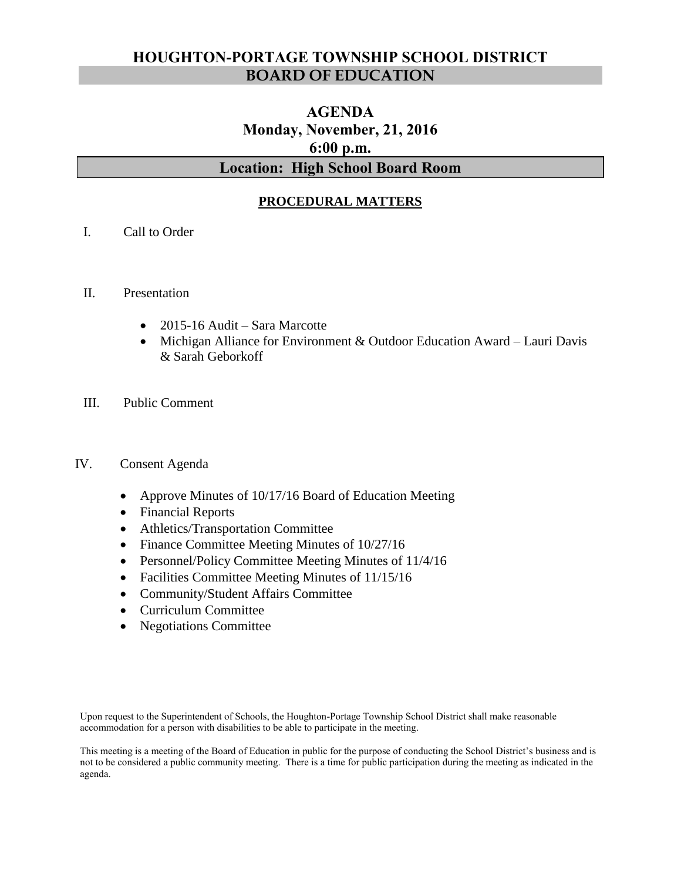# HOUGHTON-PORTAGE TOWNSHIP SCHOOL DISTRICT
## BOARD OF EDUCATION

## AGENDA
### Monday, November, 21, 2016
### 6:00 p.m.

### Location: High School Board Room

**PROCEDURAL MATTERS**

I. Call to Order

II. Presentation

- 2015-16 Audit – Sara Marcotte
- Michigan Alliance for Environment & Outdoor Education Award – Lauri Davis & Sarah Geborkoff

III. Public Comment

IV. Consent Agenda

- Approve Minutes of 10/17/16 Board of Education Meeting
- Financial Reports
- Athletics/Transportation Committee
- Finance Committee Meeting Minutes of 10/27/16
- Personnel/Policy Committee Meeting Minutes of 11/4/16
- Facilities Committee Meeting Minutes of 11/15/16
- Community/Student Affairs Committee
- Curriculum Committee
- Negotiations Committee

Upon request to the Superintendent of Schools, the Houghton-Portage Township School District shall make reasonable accommodation for a person with disabilities to be able to participate in the meeting.

This meeting is a meeting of the Board of Education in public for the purpose of conducting the School District's business and is not to be considered a public community meeting. There is a time for public participation during the meeting as indicated in the agenda.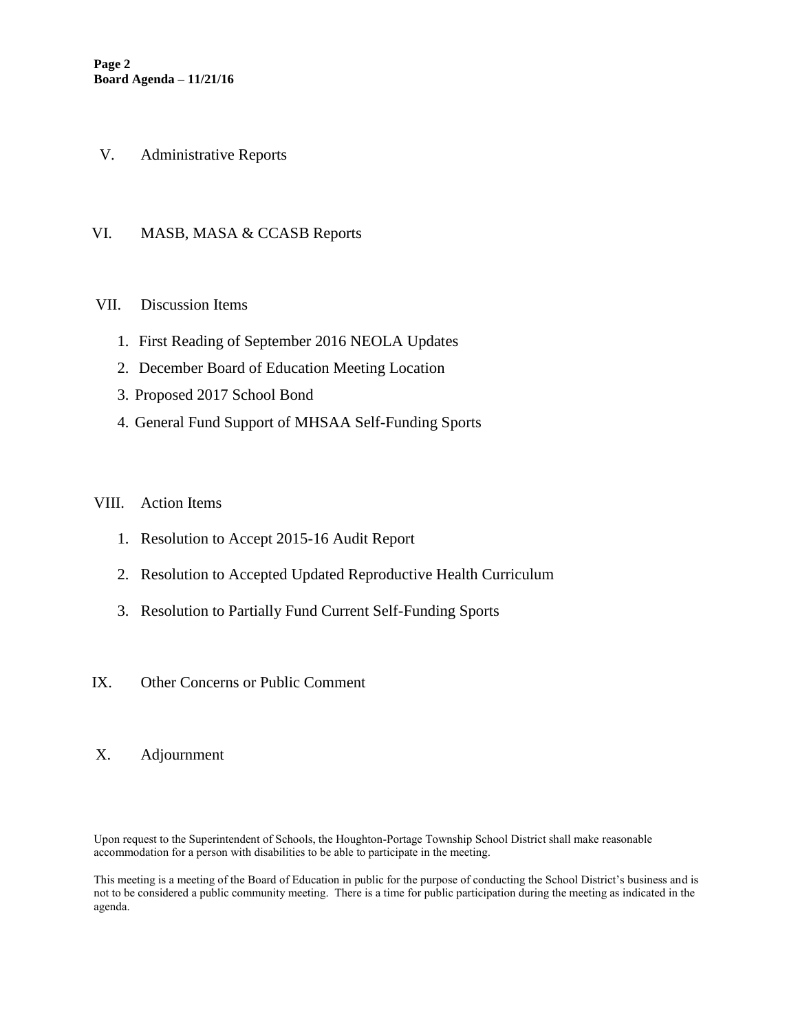V. Administrative Reports

VI. MASB, MASA & CCASB Reports

VII. Discussion Items

1. First Reading of September 2016 NEOLA Updates
2. December Board of Education Meeting Location
3. Proposed 2017 School Bond
4. General Fund Support of MHSAA Self-Funding Sports

VIII. Action Items

1. Resolution to Accept 2015-16 Audit Report
2. Resolution to Accepted Updated Reproductive Health Curriculum
3. Resolution to Partially Fund Current Self-Funding Sports

IX. Other Concerns or Public Comment

X. Adjournment

Upon request to the Superintendent of Schools, the Houghton-Portage Township School District shall make reasonable accommodation for a person with disabilities to be able to participate in the meeting.

This meeting is a meeting of the Board of Education in public for the purpose of conducting the School District's business and is not to be considered a public community meeting. There is a time for public participation during the meeting as indicated in the agenda.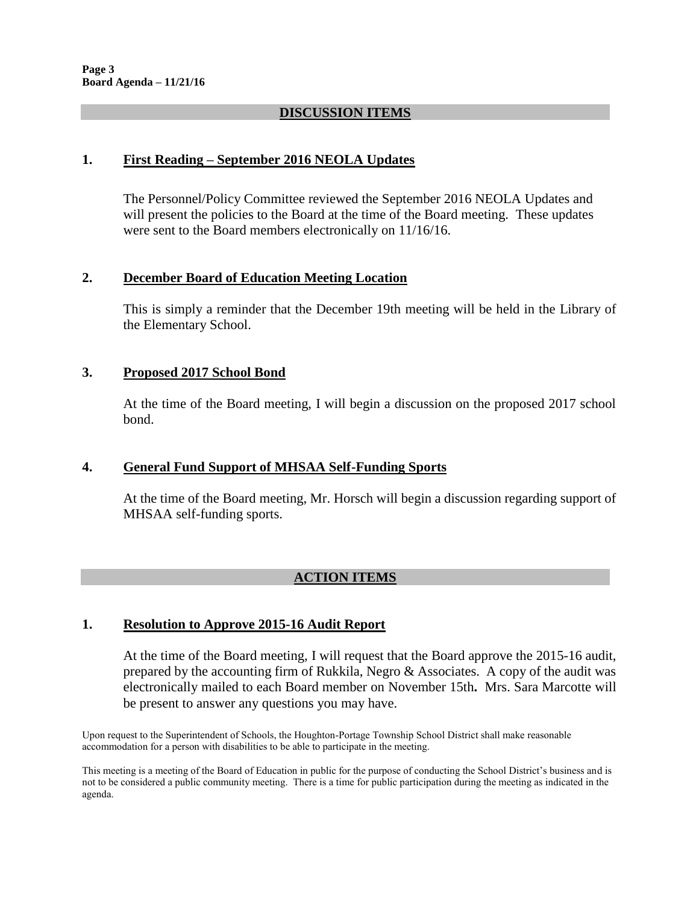## DISCUSSION ITEMS

### 1. First Reading – September 2016 NEOLA Updates

The Personnel/Policy Committee reviewed the September 2016 NEOLA Updates and will present the policies to the Board at the time of the Board meeting. These updates were sent to the Board members electronically on 11/16/16.

### 2. December Board of Education Meeting Location

This is simply a reminder that the December 19th meeting will be held in the Library of the Elementary School.

### 3. Proposed 2017 School Bond

At the time of the Board meeting, I will begin a discussion on the proposed 2017 school bond.

### 4. General Fund Support of MHSAA Self-Funding Sports

At the time of the Board meeting, Mr. Horsch will begin a discussion regarding support of MHSAA self-funding sports.

## ACTION ITEMS

### 1. Resolution to Approve 2015-16 Audit Report

At the time of the Board meeting, I will request that the Board approve the 2015-16 audit, prepared by the accounting firm of Rukkila, Negro & Associates. A copy of the audit was electronically mailed to each Board member on November 15th**.** Mrs. Sara Marcotte will be present to answer any questions you may have.

Upon request to the Superintendent of Schools, the Houghton-Portage Township School District shall make reasonable accommodation for a person with disabilities to be able to participate in the meeting.

This meeting is a meeting of the Board of Education in public for the purpose of conducting the School District's business and is not to be considered a public community meeting. There is a time for public participation during the meeting as indicated in the agenda.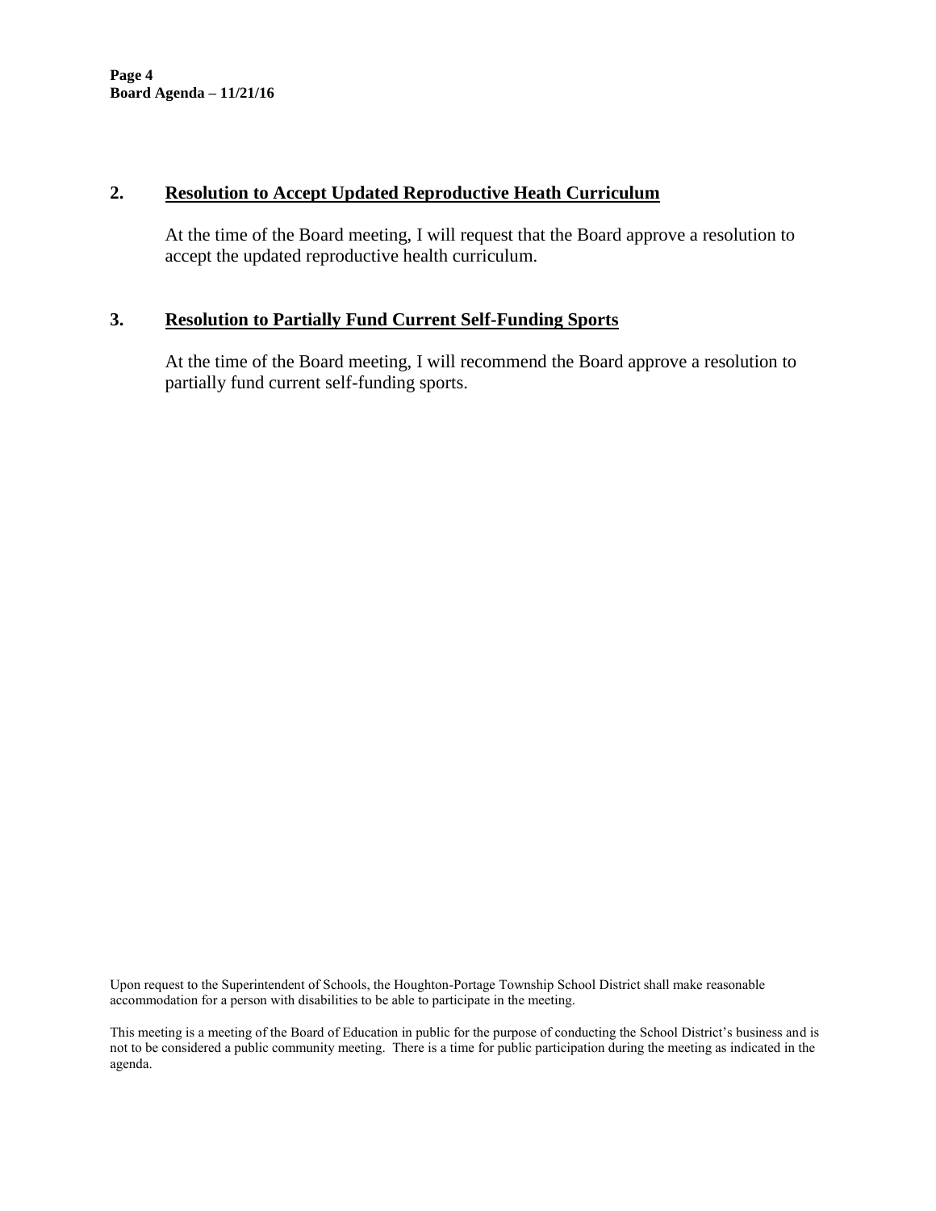## 2. Resolution to Accept Updated Reproductive Heath Curriculum

At the time of the Board meeting, I will request that the Board approve a resolution to accept the updated reproductive health curriculum.

## 3. Resolution to Partially Fund Current Self-Funding Sports

At the time of the Board meeting, I will recommend the Board approve a resolution to partially fund current self-funding sports.

Upon request to the Superintendent of Schools, the Houghton-Portage Township School District shall make reasonable accommodation for a person with disabilities to be able to participate in the meeting.

This meeting is a meeting of the Board of Education in public for the purpose of conducting the School District's business and is not to be considered a public community meeting. There is a time for public participation during the meeting as indicated in the agenda.